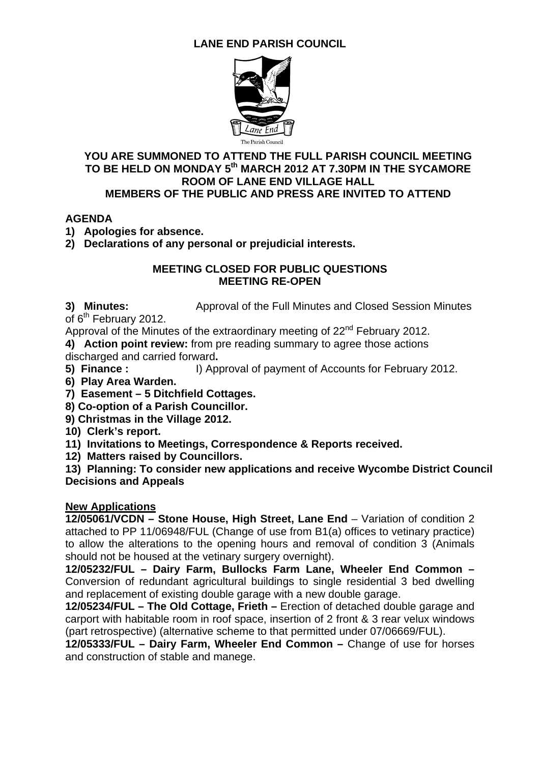# LANE END PARISH COUNCIL

**YOU ARE SUMMONED TO ATTEND THE FULL PARISH COUNCIL MEETING TO BE HELD ON MONDAY 5th MARCH 2012 AT 7.30PM IN THE SYCAMORE ROOM OF LANE END VILLAGE HALL**
**MEMBERS OF THE PUBLIC AND PRESS ARE INVITED TO ATTEND**

## AGENDA

**1) Apologies for absence.**
**2) Declarations of any personal or prejudicial interests.**

**MEETING CLOSED FOR PUBLIC QUESTIONS**
**MEETING RE-OPEN**

**3) Minutes:** Approval of the Full Minutes and Closed Session Minutes of 6th February 2012.
Approval of the Minutes of the extraordinary meeting of 22nd February 2012.
**4) Action point review:** from pre reading summary to agree those actions discharged and carried forward**.**
**5) Finance :** I) Approval of payment of Accounts for February 2012.
**6) Play Area Warden.**
**7) Easement – 5 Ditchfield Cottages.**
**8) Co-option of a Parish Councillor.**
**9) Christmas in the Village 2012.**
**10) Clerk's report.**
**11) Invitations to Meetings, Correspondence & Reports received.**
**12) Matters raised by Councillors.**
**13) Planning: To consider new applications and receive Wycombe District Council Decisions and Appeals**

**New Applications**

**12/05061/VCDN – Stone House, High Street, Lane End** – Variation of condition 2 attached to PP 11/06948/FUL (Change of use from B1(a) offices to vetinary practice) to allow the alterations to the opening hours and removal of condition 3 (Animals should not be housed at the vetinary surgery overnight).

**12/05232/FUL – Dairy Farm, Bullocks Farm Lane, Wheeler End Common –** Conversion of redundant agricultural buildings to single residential 3 bed dwelling and replacement of existing double garage with a new double garage.

**12/05234/FUL – The Old Cottage, Frieth –** Erection of detached double garage and carport with habitable room in roof space, insertion of 2 front & 3 rear velux windows (part retrospective) (alternative scheme to that permitted under 07/06669/FUL).

**12/05333/FUL – Dairy Farm, Wheeler End Common –** Change of use for horses and construction of stable and manege.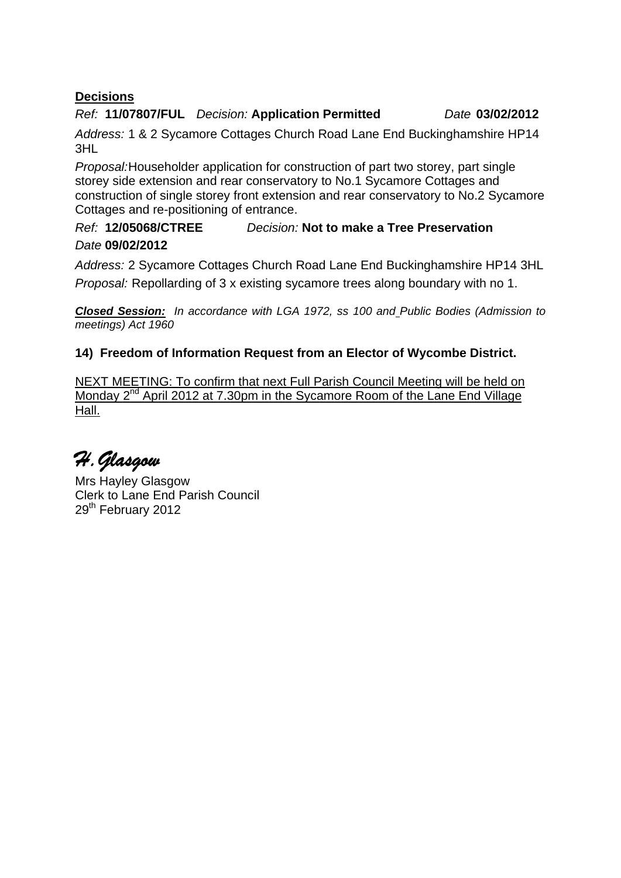**Decisions**

*Ref:* **11/07807/FUL** *Decision:* **Application Permitted** *Date* **03/02/2012**

*Address:* 1 & 2 Sycamore Cottages Church Road Lane End Buckinghamshire HP14 3HL

*Proposal:* Householder application for construction of part two storey, part single storey side extension and rear conservatory to No.1 Sycamore Cottages and construction of single storey front extension and rear conservatory to No.2 Sycamore Cottages and re-positioning of entrance.

*Ref:* **12/05068/CTREE** *Decision:* **Not to make a Tree Preservation**

*Date* **09/02/2012**

*Address:* 2 Sycamore Cottages Church Road Lane End Buckinghamshire HP14 3HL

*Proposal:* Repollarding of 3 x existing sycamore trees along boundary with no 1.

***Closed Session:*** *In accordance with LGA 1972, ss 100 and Public Bodies (Admission to meetings) Act 1960*

**14) Freedom of Information Request from an Elector of Wycombe District.**

NEXT MEETING: To confirm that next Full Parish Council Meeting will be held on Monday 2nd April 2012 at 7.30pm in the Sycamore Room of the Lane End Village Hall.

*H.Glasgow*

Mrs Hayley Glasgow
Clerk to Lane End Parish Council
29th February 2012